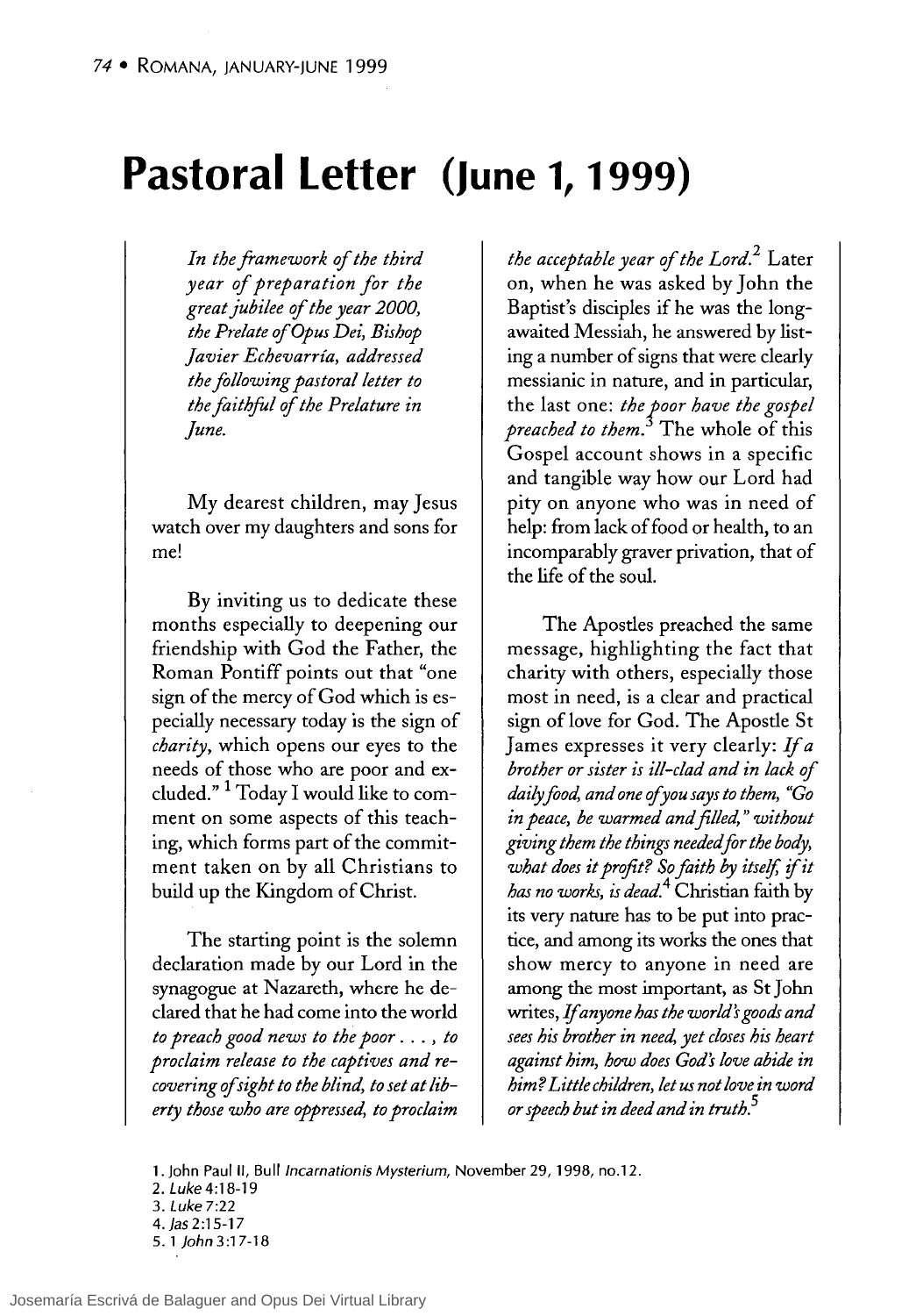# Pastoral Letter (June 1, 1999)

*In the framework of the third year of preparation for the great jubilee of the year 2000, the Prelate of Opus Dei, Bishop Javier Echevarría, addressed the following pastoral letter to the faithful of the Prelature in June.*

My dearest children, may Jesus watch over my daughters and sons for me!

By inviting us to dedicate these months especially to deepening our friendship with God the Father, the Roman Pontiff points out that "one sign of the mercy of God which is especially necessary today is the sign of *charity*, which opens our eyes to the needs of those who are poor and excluded." [1] Today I would like to comment on some aspects of this teaching, which forms part of the commitment taken on by all Christians to build up the Kingdom of Christ.

The starting point is the solemn declaration made by our Lord in the synagogue at Nazareth, where he declared that he had come into the world *to preach good news to the poor . . . , to proclaim release to the captives and recovering of sight to the blind, to set at liberty those who are oppressed, to proclaim the acceptable year of the Lord.*[2] Later on, when he was asked by John the Baptist's disciples if he was the long-awaited Messiah, he answered by listing a number of signs that were clearly messianic in nature, and in particular, the last one: *the poor have the gospel preached to them.*[3] The whole of this Gospel account shows in a specific and tangible way how our Lord had pity on anyone who was in need of help: from lack of food or health, to an incomparably graver privation, that of the life of the soul.

The Apostles preached the same message, highlighting the fact that charity with others, especially those most in need, is a clear and practical sign of love for God. The Apostle St James expresses it very clearly: *If a brother or sister is ill-clad and in lack of daily food, and one of you says to them, "Go in peace, be warmed and filled," without giving them the things needed for the body, what does it profit? So faith by itself, if it has no works, is dead.*[4] Christian faith by its very nature has to be put into practice, and among its works the ones that show mercy to anyone in need are among the most important, as St John writes, *If anyone has the world's goods and sees his brother in need, yet closes his heart against him, how does God's love abide in him? Little children, let us not love in word or speech but in deed and in truth.*[5]

1. John Paul II, Bull *Incarnationis Mysterium*, November 29, 1998, no.12.
2. *Luke* 4:18-19
3. *Luke* 7:22
4. *Jas* 2:15-17
5. 1 *John* 3:17-18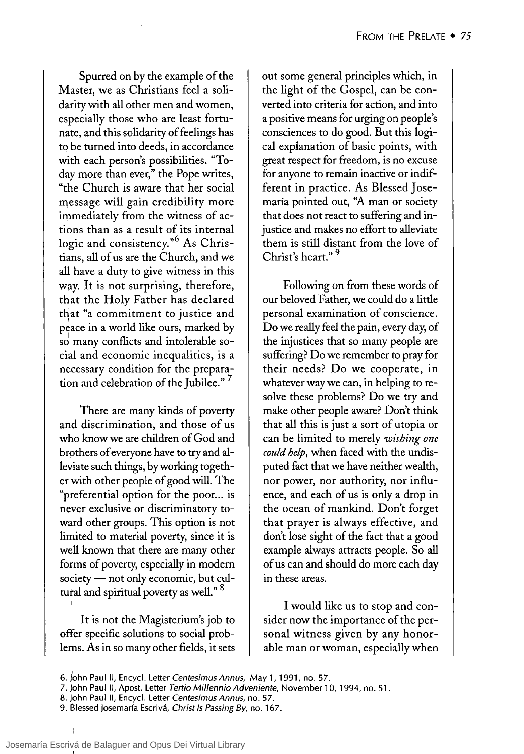Spurred on by the example of the Master, we as Christians feel a solidarity with all other men and women, especially those who are least fortunate, and this solidarity of feelings has to be turned into deeds, in accordance with each person's possibilities. "Today more than ever," the Pope writes, "the Church is aware that her social message will gain credibility more immediately from the witness of actions than as a result of its internal logic and consistency."[6] As Christians, all of us are the Church, and we all have a duty to give witness in this way. It is not surprising, therefore, that the Holy Father has declared that "a commitment to justice and peace in a world like ours, marked by so many conflicts and intolerable social and economic inequalities, is a necessary condition for the preparation and celebration of the Jubilee."[7]

There are many kinds of poverty and discrimination, and those of us who know we are children of God and brothers of everyone have to try and alleviate such things, by working together with other people of good will. The "preferential option for the poor... is never exclusive or discriminatory toward other groups. This option is not limited to material poverty, since it is well known that there are many other forms of poverty, especially in modern society — not only economic, but cultural and spiritual poverty as well."[8]

It is not the Magisterium's job to offer specific solutions to social problems. As in so many other fields, it sets out some general principles which, in the light of the Gospel, can be converted into criteria for action, and into a positive means for urging on people's consciences to do good. But this logical explanation of basic points, with great respect for freedom, is no excuse for anyone to remain inactive or indifferent in practice. As Blessed Josemaría pointed out, "A man or society that does not react to suffering and injustice and makes no effort to alleviate them is still distant from the love of Christ's heart."[9]

Following on from these words of our beloved Father, we could do a little personal examination of conscience. Do we really feel the pain, every day, of the injustices that so many people are suffering? Do we remember to pray for their needs? Do we cooperate, in whatever way we can, in helping to resolve these problems? Do we try and make other people aware? Don't think that all this is just a sort of utopia or can be limited to merely *wishing one could help*, when faced with the undisputed fact that we have neither wealth, nor power, nor authority, nor influence, and each of us is only a drop in the ocean of mankind. Don't forget that prayer is always effective, and don't lose sight of the fact that a good example always attracts people. So all of us can and should do more each day in these areas.

I would like us to stop and consider now the importance of the personal witness given by any honorable man or woman, especially when

6. John Paul II, Encycl. Letter *Centesimus Annus*, May 1, 1991, no. 57.
7. John Paul II, Apost. Letter *Tertio Millennio Adveniente*, November 10, 1994, no. 51.
8. John Paul II, Encycl. Letter *Centesimus Annus*, no. 57.
9. Blessed Josemaría Escrivá, *Christ Is Passing By*, no. 167.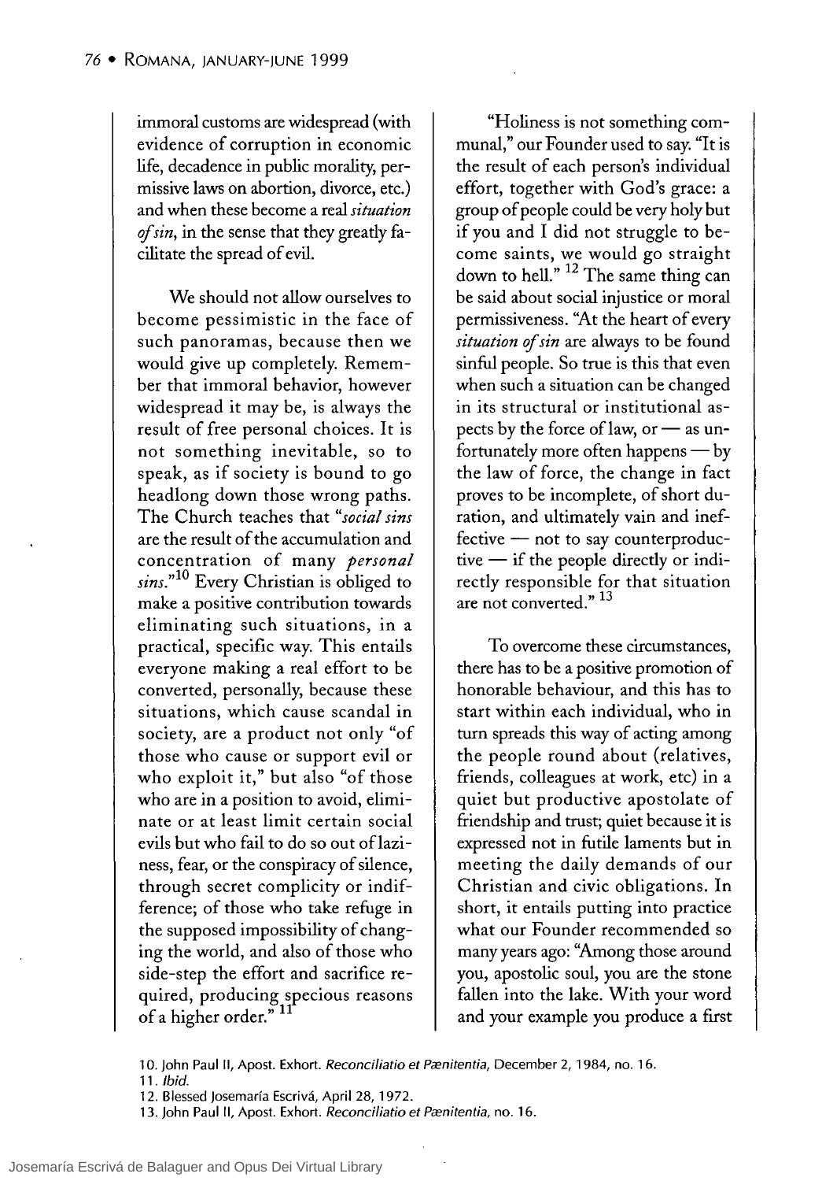immoral customs are widespread (with evidence of corruption in economic life, decadence in public morality, permissive laws on abortion, divorce, etc.) and when these become a real *situation of sin*, in the sense that they greatly facilitate the spread of evil.

We should not allow ourselves to become pessimistic in the face of such panoramas, because then we would give up completely. Remember that immoral behavior, however widespread it may be, is always the result of free personal choices. It is not something inevitable, so to speak, as if society is bound to go headlong down those wrong paths. The Church teaches that "*social sins* are the result of the accumulation and concentration of many *personal sins*."[10] Every Christian is obliged to make a positive contribution towards eliminating such situations, in a practical, specific way. This entails everyone making a real effort to be converted, personally, because these situations, which cause scandal in society, are a product not only "of those who cause or support evil or who exploit it," but also "of those who are in a position to avoid, eliminate or at least limit certain social evils but who fail to do so out of laziness, fear, or the conspiracy of silence, through secret complicity or indifference; of those who take refuge in the supposed impossibility of changing the world, and also of those who side-step the effort and sacrifice required, producing specious reasons of a higher order."[11]

"Holiness is not something communal," our Founder used to say. "It is the result of each person's individual effort, together with God's grace: a group of people could be very holy but if you and I did not struggle to become saints, we would go straight down to hell." [12] The same thing can be said about social injustice or moral permissiveness. "At the heart of every *situation of sin* are always to be found sinful people. So true is this that even when such a situation can be changed in its structural or institutional aspects by the force of law, or — as unfortunately more often happens — by the law of force, the change in fact proves to be incomplete, of short duration, and ultimately vain and ineffective — not to say counterproductive — if the people directly or indirectly responsible for that situation are not converted." [13]

To overcome these circumstances, there has to be a positive promotion of honorable behaviour, and this has to start within each individual, who in turn spreads this way of acting among the people round about (relatives, friends, colleagues at work, etc) in a quiet but productive apostolate of friendship and trust; quiet because it is expressed not in futile laments but in meeting the daily demands of our Christian and civic obligations. In short, it entails putting into practice what our Founder recommended so many years ago: "Among those around you, apostolic soul, you are the stone fallen into the lake. With your word and your example you produce a first

10. John Paul II, Apost. Exhort. *Reconciliatio et Pænitentia*, December 2, 1984, no. 16.
11. *Ibid.*
12. Blessed Josemaría Escrivá, April 28, 1972.
13. John Paul II, Apost. Exhort. *Reconciliatio et Pænitentia*, no. 16.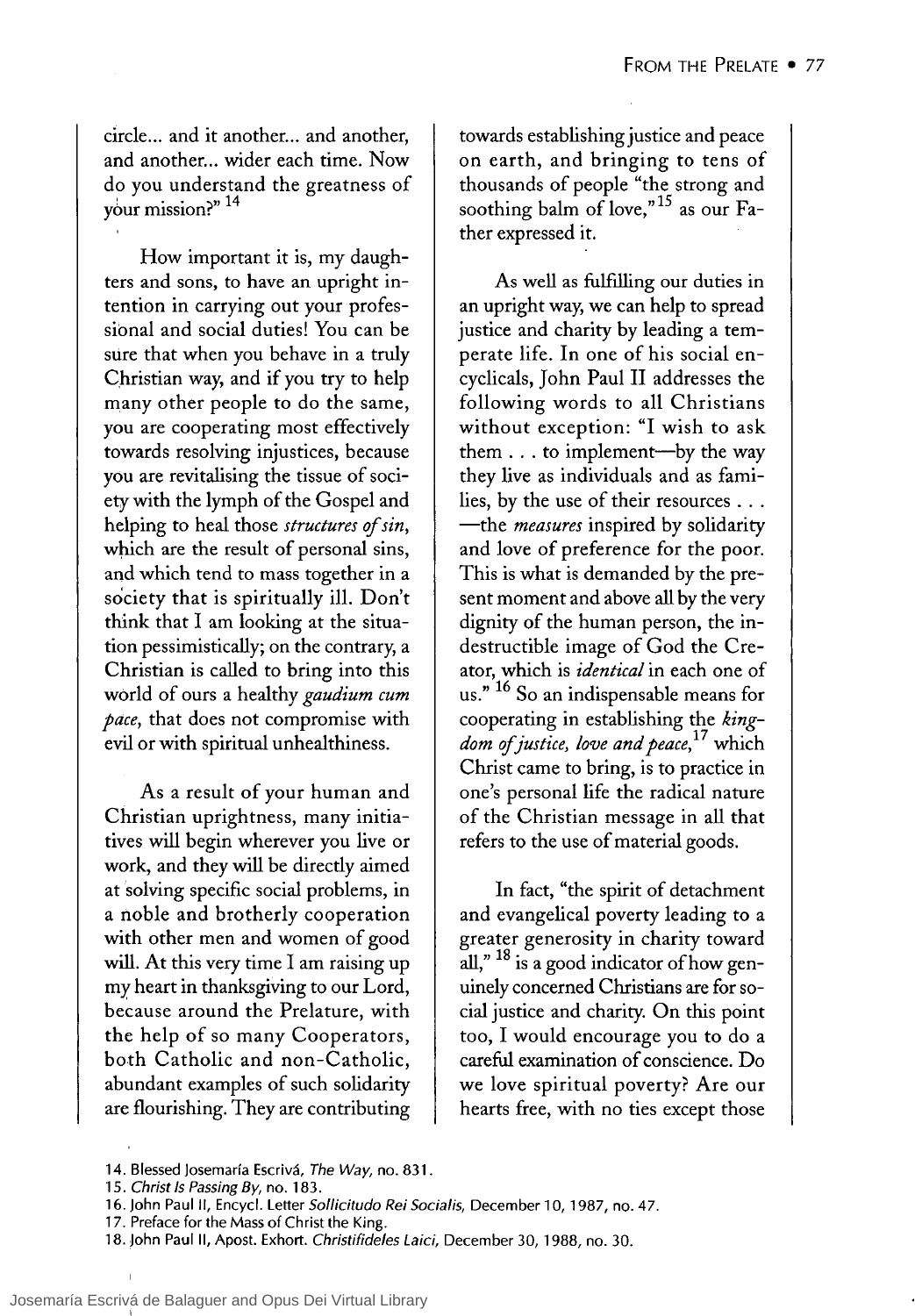circle... and it another... and another, and another... wider each time. Now do you understand the greatness of your mission?"[14]

How important it is, my daughters and sons, to have an upright intention in carrying out your professional and social duties! You can be sure that when you behave in a truly Christian way, and if you try to help many other people to do the same, you are cooperating most effectively towards resolving injustices, because you are revitalising the tissue of society with the lymph of the Gospel and helping to heal those *structures of sin*, which are the result of personal sins, and which tend to mass together in a society that is spiritually ill. Don't think that I am looking at the situation pessimistically; on the contrary, a Christian is called to bring into this world of ours a healthy *gaudium cum pace*, that does not compromise with evil or with spiritual unhealthiness.

As a result of your human and Christian uprightness, many initiatives will begin wherever you live or work, and they will be directly aimed at solving specific social problems, in a noble and brotherly cooperation with other men and women of good will. At this very time I am raising up my heart in thanksgiving to our Lord, because around the Prelature, with the help of so many Cooperators, both Catholic and non-Catholic, abundant examples of such solidarity are flourishing. They are contributing towards establishing justice and peace on earth, and bringing to tens of thousands of people "the strong and soothing balm of love,"[15] as our Father expressed it.

As well as fulfilling our duties in an upright way, we can help to spread justice and charity by leading a temperate life. In one of his social encyclicals, John Paul II addresses the following words to all Christians without exception: "I wish to ask them . . . to implement—by the way they live as individuals and as families, by the use of their resources . . . —the *measures* inspired by solidarity and love of preference for the poor. This is what is demanded by the present moment and above all by the very dignity of the human person, the indestructible image of God the Creator, which is *identical* in each one of us."[16] So an indispensable means for cooperating in establishing the *kingdom of justice, love and peace*,[17] which Christ came to bring, is to practice in one's personal life the radical nature of the Christian message in all that refers to the use of material goods.

In fact, "the spirit of detachment and evangelical poverty leading to a greater generosity in charity toward all,"[18] is a good indicator of how genuinely concerned Christians are for social justice and charity. On this point too, I would encourage you to do a careful examination of conscience. Do we love spiritual poverty? Are our hearts free, with no ties except those

14. Blessed Josemaría Escrivá, *The Way*, no. 831.
15. *Christ Is Passing By*, no. 183.
16. John Paul II, Encycl. Letter *Sollicitudo Rei Socialis*, December 10, 1987, no. 47.
17. Preface for the Mass of Christ the King.
18. John Paul II, Apost. Exhort. *Christifideles Laici*, December 30, 1988, no. 30.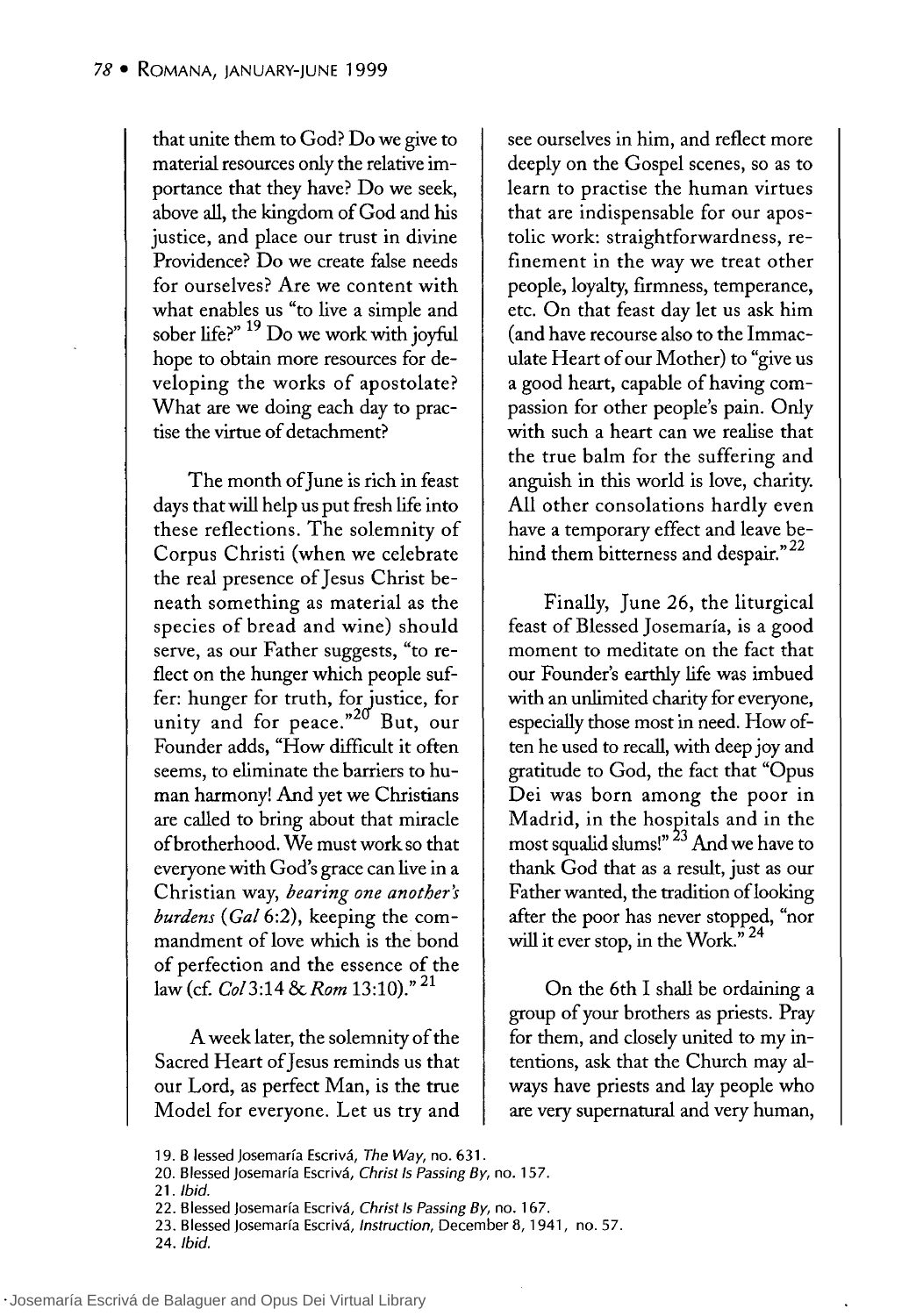that unite them to God? Do we give to material resources only the relative importance that they have? Do we seek, above all, the kingdom of God and his justice, and place our trust in divine Providence? Do we create false needs for ourselves? Are we content with what enables us "to live a simple and sober life?" [19] Do we work with joyful hope to obtain more resources for developing the works of apostolate? What are we doing each day to practise the virtue of detachment?

The month of June is rich in feast days that will help us put fresh life into these reflections. The solemnity of Corpus Christi (when we celebrate the real presence of Jesus Christ beneath something as material as the species of bread and wine) should serve, as our Father suggests, "to reflect on the hunger which people suffer: hunger for truth, for justice, for unity and for peace."[20] But, our Founder adds, "How difficult it often seems, to eliminate the barriers to human harmony! And yet we Christians are called to bring about that miracle of brotherhood. We must work so that everyone with God's grace can live in a Christian way, *bearing one another's burdens* (*Gal* 6:2), keeping the commandment of love which is the bond of perfection and the essence of the law (cf. *Col* 3:14 & *Rom* 13:10)." [21]

A week later, the solemnity of the Sacred Heart of Jesus reminds us that our Lord, as perfect Man, is the true Model for everyone. Let us try and see ourselves in him, and reflect more deeply on the Gospel scenes, so as to learn to practise the human virtues that are indispensable for our apostolic work: straightforwardness, refinement in the way we treat other people, loyalty, firmness, temperance, etc. On that feast day let us ask him (and have recourse also to the Immaculate Heart of our Mother) to "give us a good heart, capable of having compassion for other people's pain. Only with such a heart can we realise that the true balm for the suffering and anguish in this world is love, charity. All other consolations hardly even have a temporary effect and leave behind them bitterness and despair." [22]

Finally, June 26, the liturgical feast of Blessed Josemaría, is a good moment to meditate on the fact that our Founder's earthly life was imbued with an unlimited charity for everyone, especially those most in need. How often he used to recall, with deep joy and gratitude to God, the fact that "Opus Dei was born among the poor in Madrid, in the hospitals and in the most squalid slums!" [23] And we have to thank God that as a result, just as our Father wanted, the tradition of looking after the poor has never stopped, "nor will it ever stop, in the Work." [24]

On the 6th I shall be ordaining a group of your brothers as priests. Pray for them, and closely united to my intentions, ask that the Church may always have priests and lay people who are very supernatural and very human,

19. Blessed Josemaría Escrivá, *The Way*, no. 631.
20. Blessed Josemaría Escrivá, *Christ Is Passing By*, no. 157.
21. *Ibid.*
22. Blessed Josemaría Escrivá, *Christ Is Passing By*, no. 167.
23. Blessed Josemaría Escrivá, *Instruction*, December 8, 1941, no. 57.
24. *Ibid.*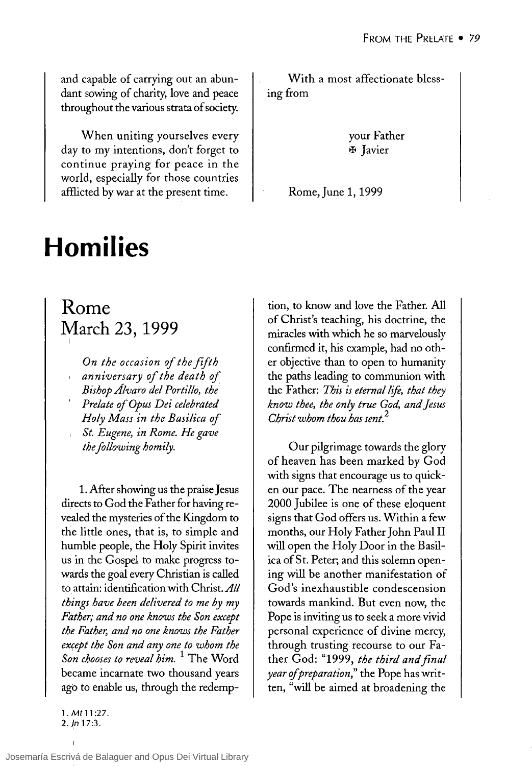and capable of carrying out an abundant sowing of charity, love and peace throughout the various strata of society.

When uniting yourselves every day to my intentions, don't forget to continue praying for peace in the world, especially for those countries afflicted by war at the present time.

With a most affectionate blessing from

your Father
✠ Javier

Rome, June 1, 1999

# Homilies

## Rome
## March 23, 1999

*On the occasion of the fifth anniversary of the death of Bishop Álvaro del Portillo, the Prelate of Opus Dei celebrated Holy Mass in the Basilica of St. Eugene, in Rome. He gave the following homily.*

1. After showing us the praise Jesus directs to God the Father for having revealed the mysteries of the Kingdom to the little ones, that is, to simple and humble people, the Holy Spirit invites us in the Gospel to make progress towards the goal every Christian is called to attain: identification with Christ. *All things have been delivered to me by my Father; and no one knows the Son except the Father, and no one knows the Father except the Son and any one to whom the Son chooses to reveal him.* [1] The Word became incarnate two thousand years ago to enable us, through the redemption, to know and love the Father. All of Christ's teaching, his doctrine, the miracles with which he so marvelously confirmed it, his example, had no other objective than to open to humanity the paths leading to communion with the Father: *This is eternal life, that they know thee, the only true God, and Jesus Christ whom thou has sent.* [2]

Our pilgrimage towards the glory of heaven has been marked by God with signs that encourage us to quicken our pace. The nearness of the year 2000 Jubilee is one of these eloquent signs that God offers us. Within a few months, our Holy Father John Paul II will open the Holy Door in the Basilica of St. Peter; and this solemn opening will be another manifestation of God's inexhaustible condescension towards mankind. But even now, the Pope is inviting us to seek a more vivid personal experience of divine mercy, through trusting recourse to our Father God: "1999, *the third and final year of preparation*," the Pope has written, "will be aimed at broadening the

1. *Mt* 11:27.
2. *Jn* 17:3.